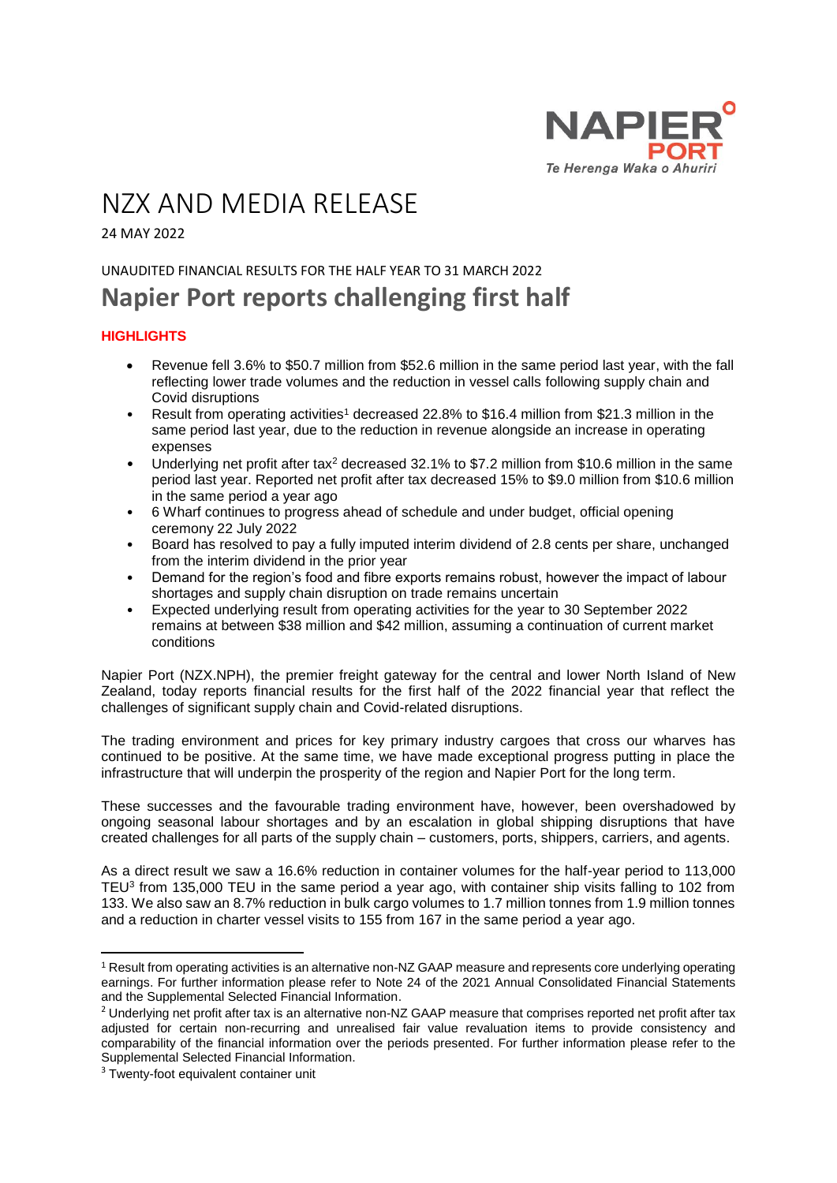NAPIER PORT
Te Herenga Waka o Ahuriri

# NZX AND MEDIA RELEASE

24 MAY 2022

UNAUDITED FINANCIAL RESULTS FOR THE HALF YEAR TO 31 MARCH 2022

## Napier Port reports challenging first half

### HIGHLIGHTS

- Revenue fell 3.6% to $50.7 million from $52.6 million in the same period last year, with the fall reflecting lower trade volumes and the reduction in vessel calls following supply chain and Covid disruptions
- Result from operating activities[1] decreased 22.8% to $16.4 million from $21.3 million in the same period last year, due to the reduction in revenue alongside an increase in operating expenses
- Underlying net profit after tax[2] decreased 32.1% to $7.2 million from $10.6 million in the same period last year. Reported net profit after tax decreased 15% to $9.0 million from $10.6 million in the same period a year ago
- 6 Wharf continues to progress ahead of schedule and under budget, official opening ceremony 22 July 2022
- Board has resolved to pay a fully imputed interim dividend of 2.8 cents per share, unchanged from the interim dividend in the prior year
- Demand for the region's food and fibre exports remains robust, however the impact of labour shortages and supply chain disruption on trade remains uncertain
- Expected underlying result from operating activities for the year to 30 September 2022 remains at between $38 million and $42 million, assuming a continuation of current market conditions

Napier Port (NZX.NPH), the premier freight gateway for the central and lower North Island of New Zealand, today reports financial results for the first half of the 2022 financial year that reflect the challenges of significant supply chain and Covid-related disruptions.

The trading environment and prices for key primary industry cargoes that cross our wharves has continued to be positive. At the same time, we have made exceptional progress putting in place the infrastructure that will underpin the prosperity of the region and Napier Port for the long term.

These successes and the favourable trading environment have, however, been overshadowed by ongoing seasonal labour shortages and by an escalation in global shipping disruptions that have created challenges for all parts of the supply chain – customers, ports, shippers, carriers, and agents.

As a direct result we saw a 16.6% reduction in container volumes for the half-year period to 113,000 TEU[3] from 135,000 TEU in the same period a year ago, with container ship visits falling to 102 from 133. We also saw an 8.7% reduction in bulk cargo volumes to 1.7 million tonnes from 1.9 million tonnes and a reduction in charter vessel visits to 155 from 167 in the same period a year ago.

---

[1] Result from operating activities is an alternative non-NZ GAAP measure and represents core underlying operating earnings. For further information please refer to Note 24 of the 2021 Annual Consolidated Financial Statements and the Supplemental Selected Financial Information.

[2] Underlying net profit after tax is an alternative non-NZ GAAP measure that comprises reported net profit after tax adjusted for certain non-recurring and unrealised fair value revaluation items to provide consistency and comparability of the financial information over the periods presented. For further information please refer to the Supplemental Selected Financial Information.

[3] Twenty-foot equivalent container unit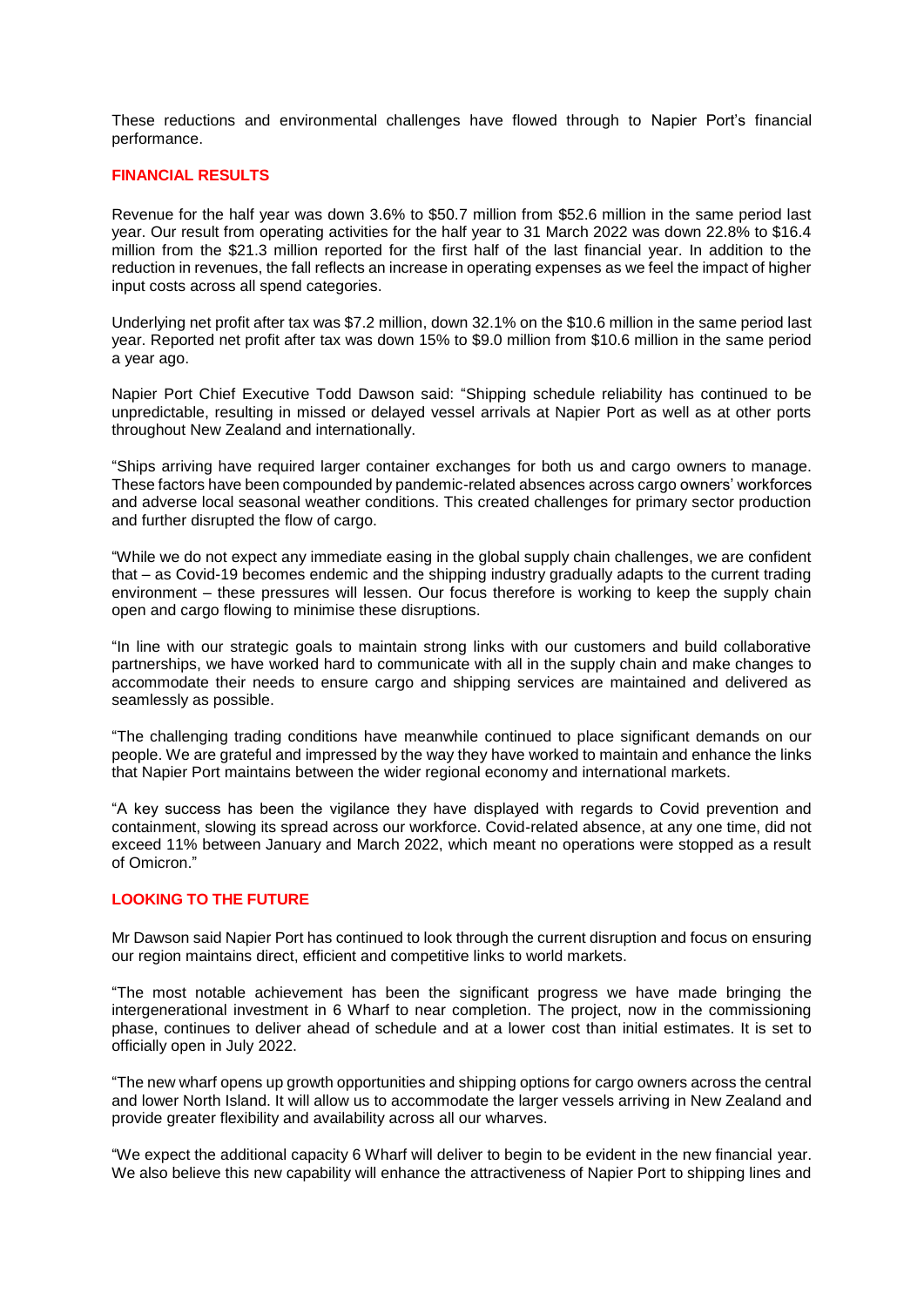These reductions and environmental challenges have flowed through to Napier Port's financial performance.

## FINANCIAL RESULTS

Revenue for the half year was down 3.6% to $50.7 million from $52.6 million in the same period last year. Our result from operating activities for the half year to 31 March 2022 was down 22.8% to $16.4 million from the $21.3 million reported for the first half of the last financial year. In addition to the reduction in revenues, the fall reflects an increase in operating expenses as we feel the impact of higher input costs across all spend categories.

Underlying net profit after tax was $7.2 million, down 32.1% on the $10.6 million in the same period last year. Reported net profit after tax was down 15% to $9.0 million from $10.6 million in the same period a year ago.

Napier Port Chief Executive Todd Dawson said: "Shipping schedule reliability has continued to be unpredictable, resulting in missed or delayed vessel arrivals at Napier Port as well as at other ports throughout New Zealand and internationally.

"Ships arriving have required larger container exchanges for both us and cargo owners to manage. These factors have been compounded by pandemic-related absences across cargo owners' workforces and adverse local seasonal weather conditions. This created challenges for primary sector production and further disrupted the flow of cargo.

"While we do not expect any immediate easing in the global supply chain challenges, we are confident that – as Covid-19 becomes endemic and the shipping industry gradually adapts to the current trading environment – these pressures will lessen. Our focus therefore is working to keep the supply chain open and cargo flowing to minimise these disruptions.

"In line with our strategic goals to maintain strong links with our customers and build collaborative partnerships, we have worked hard to communicate with all in the supply chain and make changes to accommodate their needs to ensure cargo and shipping services are maintained and delivered as seamlessly as possible.

"The challenging trading conditions have meanwhile continued to place significant demands on our people. We are grateful and impressed by the way they have worked to maintain and enhance the links that Napier Port maintains between the wider regional economy and international markets.

"A key success has been the vigilance they have displayed with regards to Covid prevention and containment, slowing its spread across our workforce. Covid-related absence, at any one time, did not exceed 11% between January and March 2022, which meant no operations were stopped as a result of Omicron."

## LOOKING TO THE FUTURE

Mr Dawson said Napier Port has continued to look through the current disruption and focus on ensuring our region maintains direct, efficient and competitive links to world markets.

"The most notable achievement has been the significant progress we have made bringing the intergenerational investment in 6 Wharf to near completion. The project, now in the commissioning phase, continues to deliver ahead of schedule and at a lower cost than initial estimates. It is set to officially open in July 2022.

"The new wharf opens up growth opportunities and shipping options for cargo owners across the central and lower North Island. It will allow us to accommodate the larger vessels arriving in New Zealand and provide greater flexibility and availability across all our wharves.

"We expect the additional capacity 6 Wharf will deliver to begin to be evident in the new financial year. We also believe this new capability will enhance the attractiveness of Napier Port to shipping lines and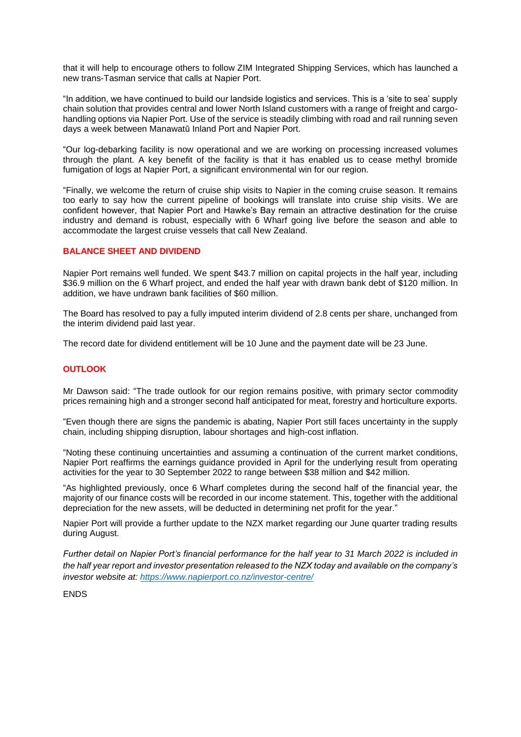that it will help to encourage others to follow ZIM Integrated Shipping Services, which has launched a new trans-Tasman service that calls at Napier Port.

"In addition, we have continued to build our landside logistics and services. This is a 'site to sea' supply chain solution that provides central and lower North Island customers with a range of freight and cargo-handling options via Napier Port. Use of the service is steadily climbing with road and rail running seven days a week between Manawatū Inland Port and Napier Port.

"Our log-debarking facility is now operational and we are working on processing increased volumes through the plant. A key benefit of the facility is that it has enabled us to cease methyl bromide fumigation of logs at Napier Port, a significant environmental win for our region.

"Finally, we welcome the return of cruise ship visits to Napier in the coming cruise season. It remains too early to say how the current pipeline of bookings will translate into cruise ship visits. We are confident however, that Napier Port and Hawke's Bay remain an attractive destination for the cruise industry and demand is robust, especially with 6 Wharf going live before the season and able to accommodate the largest cruise vessels that call New Zealand.

## BALANCE SHEET AND DIVIDEND

Napier Port remains well funded. We spent $43.7 million on capital projects in the half year, including $36.9 million on the 6 Wharf project, and ended the half year with drawn bank debt of $120 million. In addition, we have undrawn bank facilities of $60 million.

The Board has resolved to pay a fully imputed interim dividend of 2.8 cents per share, unchanged from the interim dividend paid last year.

The record date for dividend entitlement will be 10 June and the payment date will be 23 June.

## OUTLOOK

Mr Dawson said: "The trade outlook for our region remains positive, with primary sector commodity prices remaining high and a stronger second half anticipated for meat, forestry and horticulture exports.

"Even though there are signs the pandemic is abating, Napier Port still faces uncertainty in the supply chain, including shipping disruption, labour shortages and high-cost inflation.

"Noting these continuing uncertainties and assuming a continuation of the current market conditions, Napier Port reaffirms the earnings guidance provided in April for the underlying result from operating activities for the year to 30 September 2022 to range between $38 million and $42 million.

"As highlighted previously, once 6 Wharf completes during the second half of the financial year, the majority of our finance costs will be recorded in our income statement. This, together with the additional depreciation for the new assets, will be deducted in determining net profit for the year."

Napier Port will provide a further update to the NZX market regarding our June quarter trading results during August.

*Further detail on Napier Port's financial performance for the half year to 31 March 2022 is included in the half year report and investor presentation released to the NZX today and available on the company's investor website at: [https://www.napierport.co.nz/investor-centre/](https://www.napierport.co.nz/investor-centre/)*

ENDS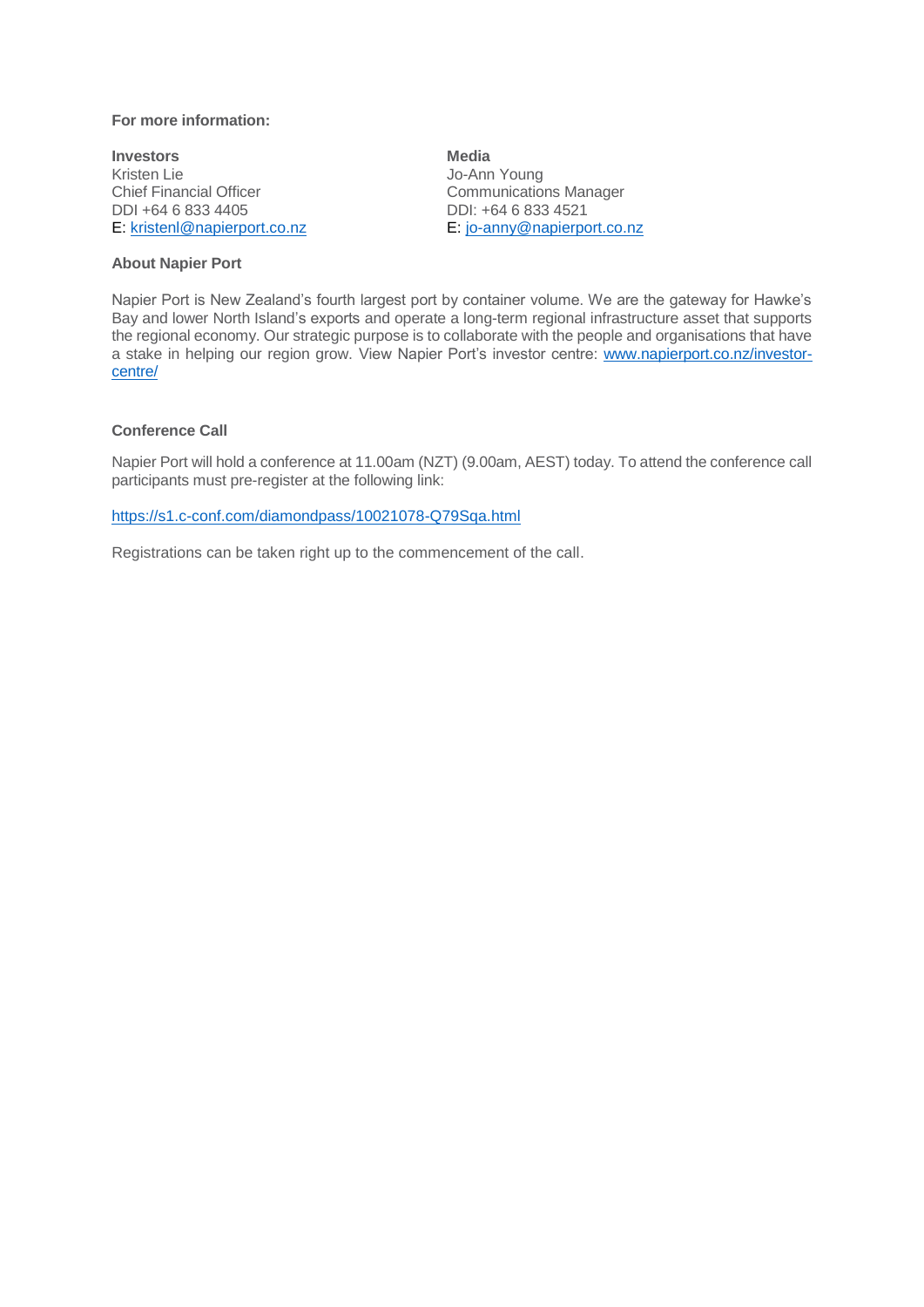**For more information:**

**Investors**
Kristen Lie
Chief Financial Officer
DDI +64 6 833 4405
E: kristenl@napierport.co.nz

**Media**
Jo-Ann Young
Communications Manager
DDI: +64 6 833 4521
E: jo-anny@napierport.co.nz

**About Napier Port**

Napier Port is New Zealand's fourth largest port by container volume. We are the gateway for Hawke's Bay and lower North Island's exports and operate a long-term regional infrastructure asset that supports the regional economy. Our strategic purpose is to collaborate with the people and organisations that have a stake in helping our region grow. View Napier Port's investor centre: www.napierport.co.nz/investor-centre/

**Conference Call**

Napier Port will hold a conference at 11.00am (NZT) (9.00am, AEST) today. To attend the conference call participants must pre-register at the following link:

https://s1.c-conf.com/diamondpass/10021078-Q79Sqa.html

Registrations can be taken right up to the commencement of the call.